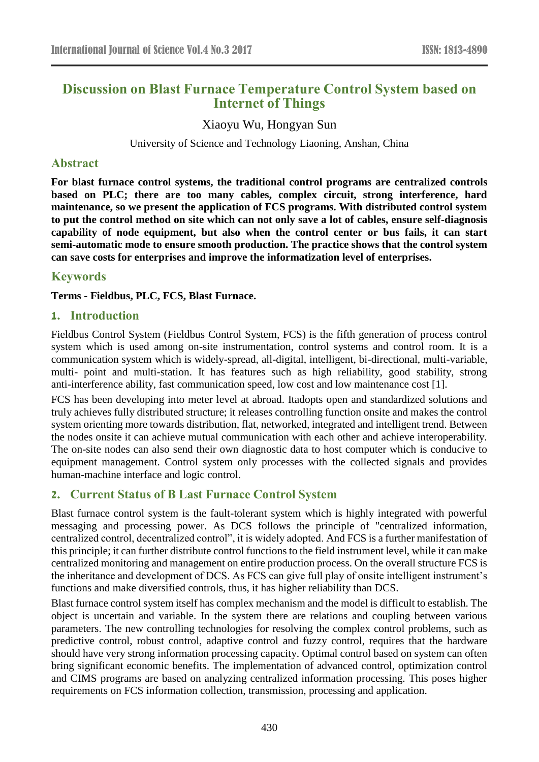# Discussion on Blast Furnace Temperature Control System based on Internet of Things

Xiaoyu Wu, Hongyan Sun

University of Science and Technology Liaoning, Anshan, China

## Abstract

**For blast furnace control systems, the traditional control programs are centralized controls based on PLC; there are too many cables, complex circuit, strong interference, hard maintenance, so we present the application of FCS programs. With distributed control system to put the control method on site which can not only save a lot of cables, ensure self-diagnosis capability of node equipment, but also when the control center or bus fails, it can start semi-automatic mode to ensure smooth production. The practice shows that the control system can save costs for enterprises and improve the informatization level of enterprises.**

## Keywords

**Terms - Fieldbus, PLC, FCS, Blast Furnace.**

## 1. Introduction

Fieldbus Control System (Fieldbus Control System, FCS) is the fifth generation of process control system which is used among on-site instrumentation, control systems and control room. It is a communication system which is widely-spread, all-digital, intelligent, bi-directional, multi-variable, multi- point and multi-station. It has features such as high reliability, good stability, strong anti-interference ability, fast communication speed, low cost and low maintenance cost [1].

FCS has been developing into meter level at abroad. Itadopts open and standardized solutions and truly achieves fully distributed structure; it releases controlling function onsite and makes the control system orienting more towards distribution, flat, networked, integrated and intelligent trend. Between the nodes onsite it can achieve mutual communication with each other and achieve interoperability. The on-site nodes can also send their own diagnostic data to host computer which is conducive to equipment management. Control system only processes with the collected signals and provides human-machine interface and logic control.

## 2. Current Status of B Last Furnace Control System

Blast furnace control system is the fault-tolerant system which is highly integrated with powerful messaging and processing power. As DCS follows the principle of "centralized information, centralized control, decentralized control", it is widely adopted. And FCS is a further manifestation of this principle; it can further distribute control functions to the field instrument level, while it can make centralized monitoring and management on entire production process. On the overall structure FCS is the inheritance and development of DCS. As FCS can give full play of onsite intelligent instrument's functions and make diversified controls, thus, it has higher reliability than DCS.

Blast furnace control system itself has complex mechanism and the model is difficult to establish. The object is uncertain and variable. In the system there are relations and coupling between various parameters. The new controlling technologies for resolving the complex control problems, such as predictive control, robust control, adaptive control and fuzzy control, requires that the hardware should have very strong information processing capacity. Optimal control based on system can often bring significant economic benefits. The implementation of advanced control, optimization control and CIMS programs are based on analyzing centralized information processing. This poses higher requirements on FCS information collection, transmission, processing and application.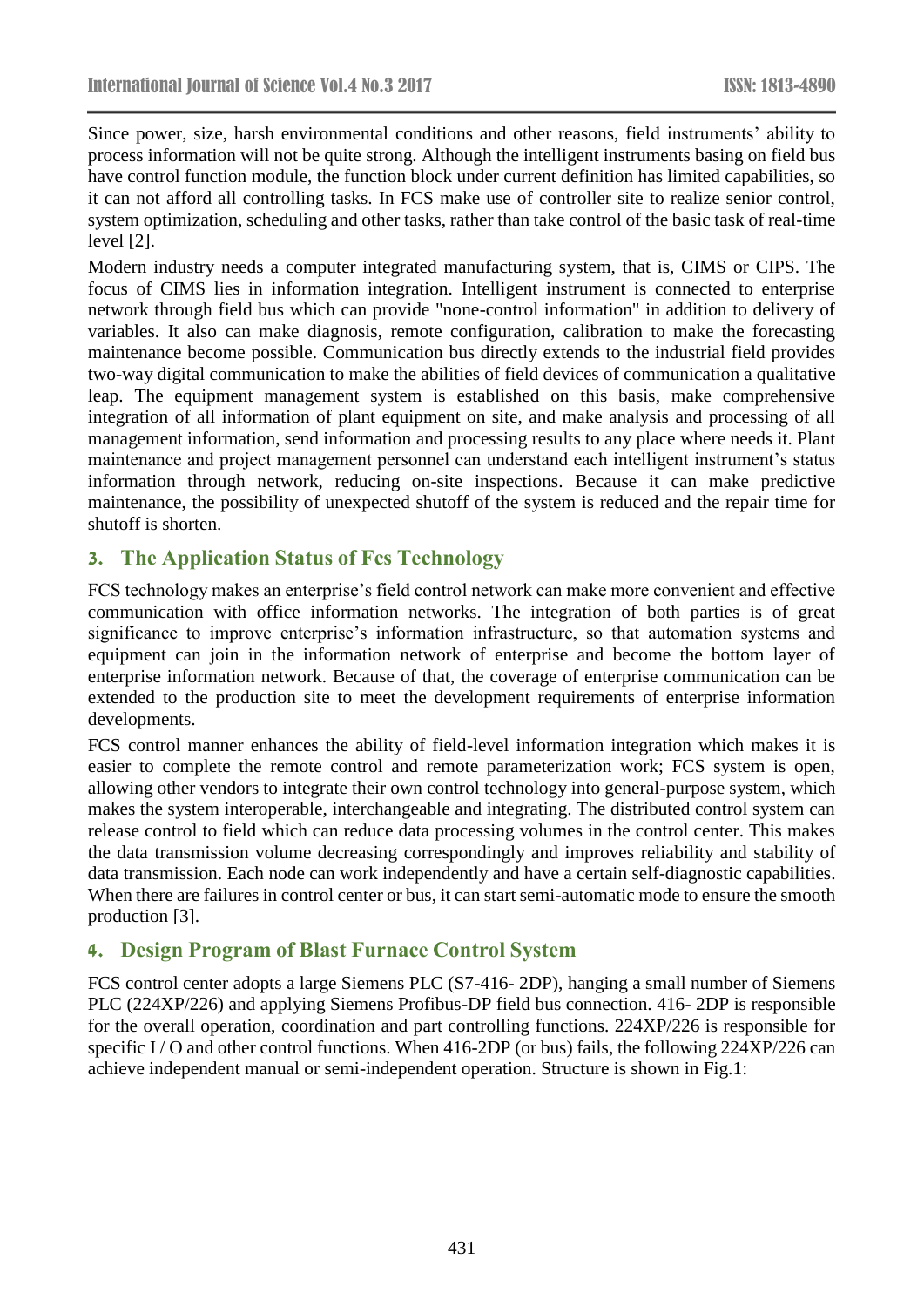Since power, size, harsh environmental conditions and other reasons, field instruments' ability to process information will not be quite strong. Although the intelligent instruments basing on field bus have control function module, the function block under current definition has limited capabilities, so it can not afford all controlling tasks. In FCS make use of controller site to realize senior control, system optimization, scheduling and other tasks, rather than take control of the basic task of real-time level [2].

Modern industry needs a computer integrated manufacturing system, that is, CIMS or CIPS. The focus of CIMS lies in information integration. Intelligent instrument is connected to enterprise network through field bus which can provide "none-control information" in addition to delivery of variables. It also can make diagnosis, remote configuration, calibration to make the forecasting maintenance become possible. Communication bus directly extends to the industrial field provides two-way digital communication to make the abilities of field devices of communication a qualitative leap. The equipment management system is established on this basis, make comprehensive integration of all information of plant equipment on site, and make analysis and processing of all management information, send information and processing results to any place where needs it. Plant maintenance and project management personnel can understand each intelligent instrument's status information through network, reducing on-site inspections. Because it can make predictive maintenance, the possibility of unexpected shutoff of the system is reduced and the repair time for shutoff is shorten.

## 3. The Application Status of Fcs Technology

FCS technology makes an enterprise's field control network can make more convenient and effective communication with office information networks. The integration of both parties is of great significance to improve enterprise's information infrastructure, so that automation systems and equipment can join in the information network of enterprise and become the bottom layer of enterprise information network. Because of that, the coverage of enterprise communication can be extended to the production site to meet the development requirements of enterprise information developments.

FCS control manner enhances the ability of field-level information integration which makes it is easier to complete the remote control and remote parameterization work; FCS system is open, allowing other vendors to integrate their own control technology into general-purpose system, which makes the system interoperable, interchangeable and integrating. The distributed control system can release control to field which can reduce data processing volumes in the control center. This makes the data transmission volume decreasing correspondingly and improves reliability and stability of data transmission. Each node can work independently and have a certain self-diagnostic capabilities. When there are failures in control center or bus, it can start semi-automatic mode to ensure the smooth production [3].

## 4. Design Program of Blast Furnace Control System

FCS control center adopts a large Siemens PLC (S7-416- 2DP), hanging a small number of Siemens PLC (224XP/226) and applying Siemens Profibus-DP field bus connection. 416- 2DP is responsible for the overall operation, coordination and part controlling functions. 224XP/226 is responsible for specific I / O and other control functions. When 416-2DP (or bus) fails, the following 224XP/226 can achieve independent manual or semi-independent operation. Structure is shown in Fig.1: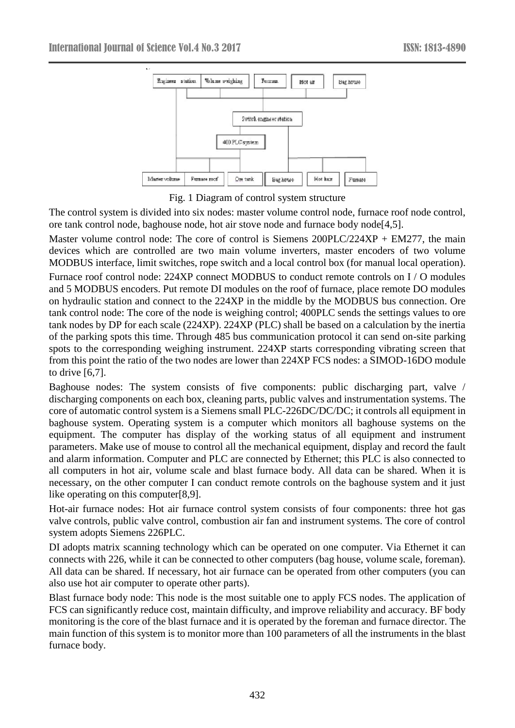Fig. 1 Diagram of control system structure

The control system is divided into six nodes: master volume control node, furnace roof node control, ore tank control node, baghouse node, hot air stove node and furnace body node[4,5].

Master volume control node: The core of control is Siemens 200PLC/224XP + EM277, the main devices which are controlled are two main volume inverters, master encoders of two volume MODBUS interface, limit switches, rope switch and a local control box (for manual local operation).

Furnace roof control node: 224XP connect MODBUS to conduct remote controls on I / O modules and 5 MODBUS encoders. Put remote DI modules on the roof of furnace, place remote DO modules on hydraulic station and connect to the 224XP in the middle by the MODBUS bus connection. Ore tank control node: The core of the node is weighing control; 400PLC sends the settings values to ore tank nodes by DP for each scale (224XP). 224XP (PLC) shall be based on a calculation by the inertia of the parking spots this time. Through 485 bus communication protocol it can send on-site parking spots to the corresponding weighing instrument. 224XP starts corresponding vibrating screen that from this point the ratio of the two nodes are lower than 224XP FCS nodes: a SIMOD-16DO module to drive [6,7].

Baghouse nodes: The system consists of five components: public discharging part, valve / discharging components on each box, cleaning parts, public valves and instrumentation systems. The core of automatic control system is a Siemens small PLC-226DC/DC/DC; it controls all equipment in baghouse system. Operating system is a computer which monitors all baghouse systems on the equipment. The computer has display of the working status of all equipment and instrument parameters. Make use of mouse to control all the mechanical equipment, display and record the fault and alarm information. Computer and PLC are connected by Ethernet; this PLC is also connected to all computers in hot air, volume scale and blast furnace body. All data can be shared. When it is necessary, on the other computer I can conduct remote controls on the baghouse system and it just like operating on this computer[8,9].

Hot-air furnace nodes: Hot air furnace control system consists of four components: three hot gas valve controls, public valve control, combustion air fan and instrument systems. The core of control system adopts Siemens 226PLC.

DI adopts matrix scanning technology which can be operated on one computer. Via Ethernet it can connects with 226, while it can be connected to other computers (bag house, volume scale, foreman). All data can be shared. If necessary, hot air furnace can be operated from other computers (you can also use hot air computer to operate other parts).

Blast furnace body node: This node is the most suitable one to apply FCS nodes. The application of FCS can significantly reduce cost, maintain difficulty, and improve reliability and accuracy. BF body monitoring is the core of the blast furnace and it is operated by the foreman and furnace director. The main function of this system is to monitor more than 100 parameters of all the instruments in the blast furnace body.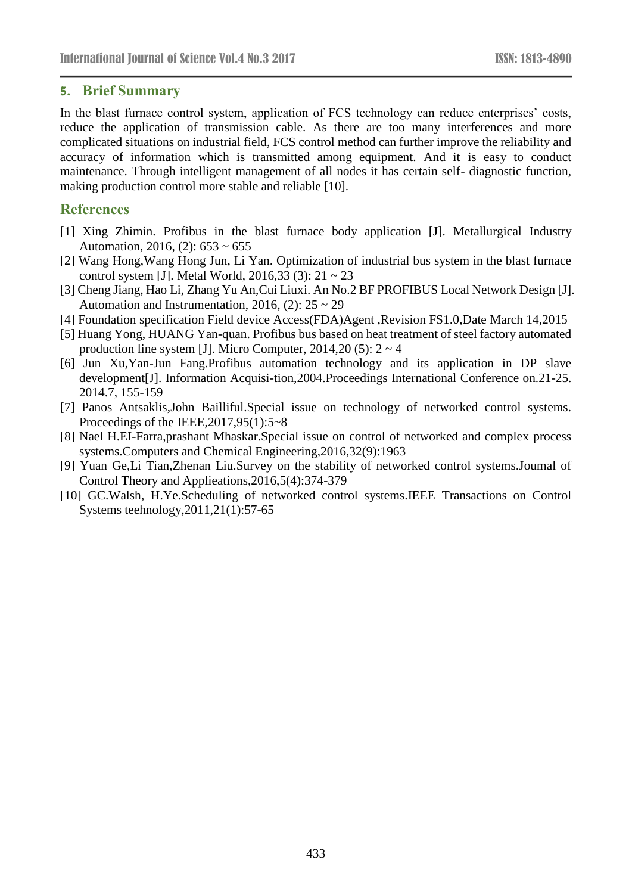## 5. Brief Summary

In the blast furnace control system, application of FCS technology can reduce enterprises' costs, reduce the application of transmission cable. As there are too many interferences and more complicated situations on industrial field, FCS control method can further improve the reliability and accuracy of information which is transmitted among equipment. And it is easy to conduct maintenance. Through intelligent management of all nodes it has certain self- diagnostic function, making production control more stable and reliable [10].

## References

[1] Xing Zhimin. Profibus in the blast furnace body application [J]. Metallurgical Industry Automation, 2016, (2): 653 ~ 655

[2] Wang Hong,Wang Hong Jun, Li Yan. Optimization of industrial bus system in the blast furnace control system [J]. Metal World, 2016,33 (3): 21 ~ 23

[3] Cheng Jiang, Hao Li, Zhang Yu An,Cui Liuxi. An No.2 BF PROFIBUS Local Network Design [J]. Automation and Instrumentation, 2016, (2): 25 ~ 29

[4] Foundation specification Field device Access(FDA)Agent ,Revision FS1.0,Date March 14,2015

[5] Huang Yong, HUANG Yan-quan. Profibus bus based on heat treatment of steel factory automated production line system [J]. Micro Computer, 2014,20 (5): 2 ~ 4

[6] Jun Xu,Yan-Jun Fang.Profibus automation technology and its application in DP slave development[J]. Information Acquisi-tion,2004.Proceedings International Conference on.21-25. 2014.7, 155-159

[7] Panos Antsaklis,John Bailliful.Special issue on technology of networked control systems. Proceedings of the IEEE,2017,95(1):5~8

[8] Nael H.EI-Farra,prashant Mhaskar.Special issue on control of networked and complex process systems.Computers and Chemical Engineering,2016,32(9):1963

[9] Yuan Ge,Li Tian,Zhenan Liu.Survey on the stability of networked control systems.Joumal of Control Theory and Applieations,2016,5(4):374-379

[10] GC.Walsh, H.Ye.Scheduling of networked control systems.IEEE Transactions on Control Systems teehnology,2011,21(1):57-65